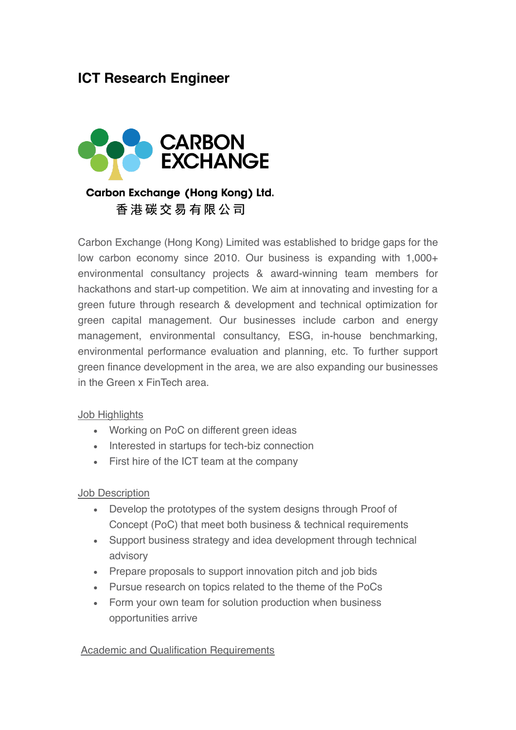# ICT Research Engineer

**CARBON EXCHANGE**

**Carbon Exchange (Hong Kong) Ltd.**
**香港碳交易有限公司**

Carbon Exchange (Hong Kong) Limited was established to bridge gaps for the low carbon economy since 2010. Our business is expanding with 1,000+ environmental consultancy projects & award-winning team members for hackathons and start-up competition. We aim at innovating and investing for a green future through research & development and technical optimization for green capital management. Our businesses include carbon and energy management, environmental consultancy, ESG, in-house benchmarking, environmental performance evaluation and planning, etc. To further support green finance development in the area, we are also expanding our businesses in the Green x FinTech area.

Job Highlights

- Working on PoC on different green ideas
- Interested in startups for tech-biz connection
- First hire of the ICT team at the company

Job Description

- Develop the prototypes of the system designs through Proof of Concept (PoC) that meet both business & technical requirements
- Support business strategy and idea development through technical advisory
- Prepare proposals to support innovation pitch and job bids
- Pursue research on topics related to the theme of the PoCs
- Form your own team for solution production when business opportunities arrive

Academic and Qualification Requirements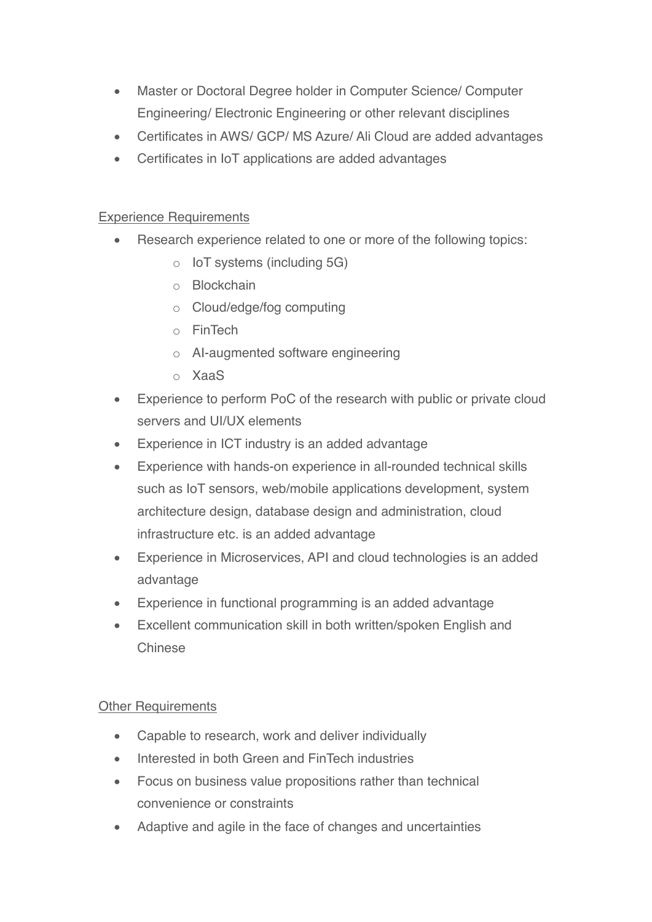- Master or Doctoral Degree holder in Computer Science/ Computer Engineering/ Electronic Engineering or other relevant disciplines
- Certificates in AWS/ GCP/ MS Azure/ Ali Cloud are added advantages
- Certificates in IoT applications are added advantages

<u>Experience Requirements</u>

- Research experience related to one or more of the following topics:
  - IoT systems (including 5G)
  - Blockchain
  - Cloud/edge/fog computing
  - FinTech
  - AI-augmented software engineering
  - XaaS
- Experience to perform PoC of the research with public or private cloud servers and UI/UX elements
- Experience in ICT industry is an added advantage
- Experience with hands-on experience in all-rounded technical skills such as IoT sensors, web/mobile applications development, system architecture design, database design and administration, cloud infrastructure etc. is an added advantage
- Experience in Microservices, API and cloud technologies is an added advantage
- Experience in functional programming is an added advantage
- Excellent communication skill in both written/spoken English and Chinese

<u>Other Requirements</u>

- Capable to research, work and deliver individually
- Interested in both Green and FinTech industries
- Focus on business value propositions rather than technical convenience or constraints
- Adaptive and agile in the face of changes and uncertainties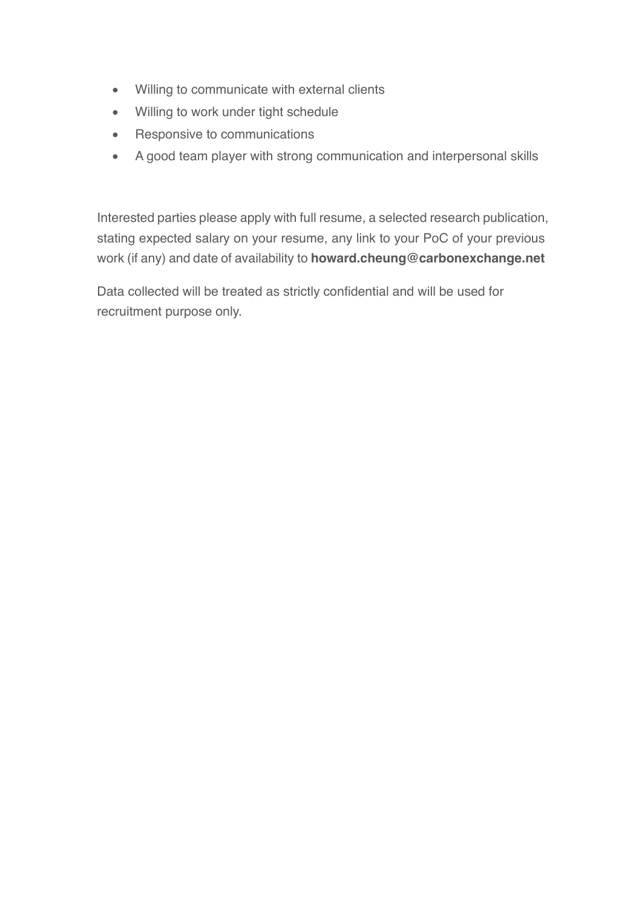- Willing to communicate with external clients
- Willing to work under tight schedule
- Responsive to communications
- A good team player with strong communication and interpersonal skills

Interested parties please apply with full resume, a selected research publication, stating expected salary on your resume, any link to your PoC of your previous work (if any) and date of availability to **howard.cheung@carbonexchange.net**

Data collected will be treated as strictly confidential and will be used for recruitment purpose only.